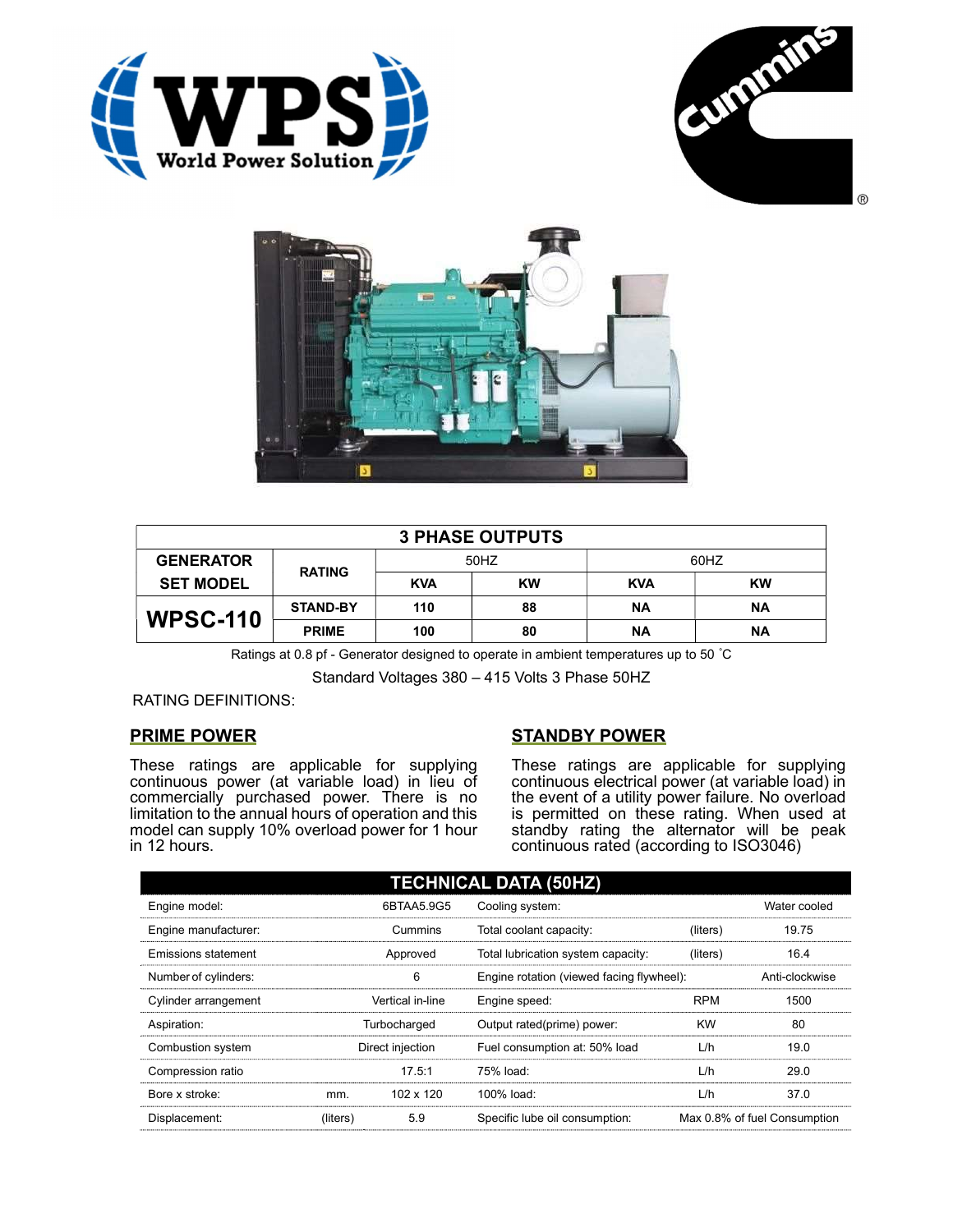# WPS World Power Solution

Cummins®

| 3 PHASE OUTPUTS | | | | | |
|---|---|---|---|---|---|
| GENERATOR SET MODEL | RATING | 50HZ | | 60HZ | |
| | | KVA | KW | KVA | KW |
| WPSC-110 | STAND-BY | 110 | 88 | NA | NA |
| | PRIME | 100 | 80 | NA | NA |

Ratings at 0.8 pf - Generator designed to operate in ambient temperatures up to 50 ˚C

Standard Voltages 380 – 415 Volts 3 Phase 50HZ

RATING DEFINITIONS:

## PRIME POWER

These ratings are applicable for supplying continuous power (at variable load) in lieu of commercially purchased power. There is no limitation to the annual hours of operation and this model can supply 10% overload power for 1 hour in 12 hours.

## STANDBY POWER

These ratings are applicable for supplying continuous electrical power (at variable load) in the event of a utility power failure. No overload is permitted on these rating. When used at standby rating the alternator will be peak continuous rated (according to ISO3046)

| TECHNICAL DATA (50HZ) | | | | | |
|---|---|---|---|---|---|
| Engine model: | | 6BTAA5.9G5 | Cooling system: | | Water cooled |
| Engine manufacturer: | | Cummins | Total coolant capacity: | (liters) | 19.75 |
| Emissions statement | | Approved | Total lubrication system capacity: | (liters) | 16.4 |
| Number of cylinders: | | 6 | Engine rotation (viewed facing flywheel): | | Anti-clockwise |
| Cylinder arrangement | | Vertical in-line | Engine speed: | RPM | 1500 |
| Aspiration: | | Turbocharged | Output rated(prime) power: | KW | 80 |
| Combustion system | | Direct injection | Fuel consumption at: 50% load | L/h | 19.0 |
| Compression ratio | | 17.5:1 | 75% load: | L/h | 29.0 |
| Bore x stroke: | mm. | 102 x 120 | 100% load: | L/h | 37.0 |
| Displacement: | (liters) | 5.9 | Specific lube oil consumption: | | Max 0.8% of fuel Consumption |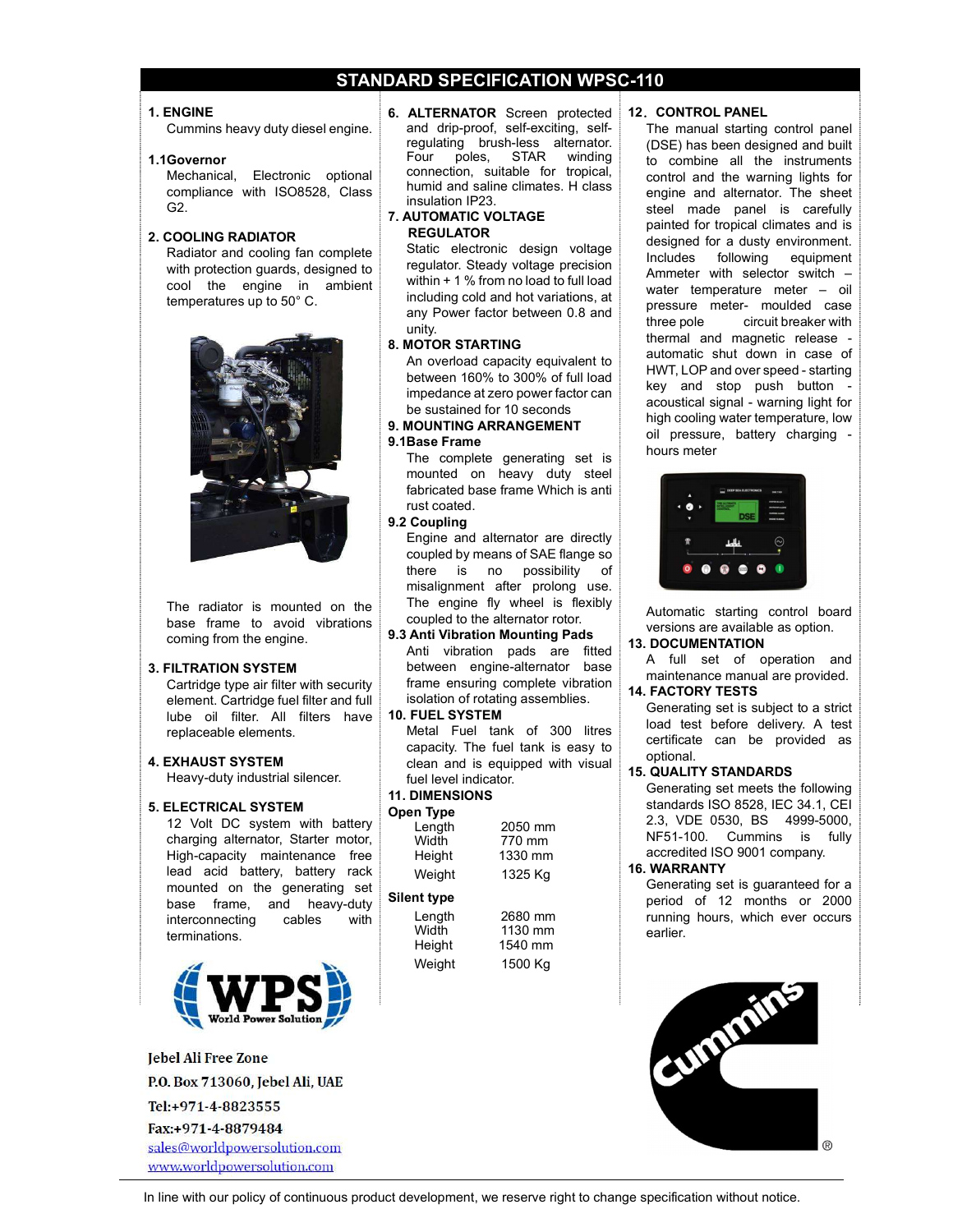# STANDARD SPECIFICATION WPSC-110

### 1. ENGINE

Cummins heavy duty diesel engine.

### 1.1Governor

Mechanical, Electronic optional compliance with ISO8528, Class G2.

### 2. COOLING RADIATOR

Radiator and cooling fan complete with protection guards, designed to cool the engine in ambient temperatures up to 50° C.

The radiator is mounted on the base frame to avoid vibrations coming from the engine.

### 3. FILTRATION SYSTEM

Cartridge type air filter with security element. Cartridge fuel filter and full lube oil filter. All filters have replaceable elements.

### 4. EXHAUST SYSTEM

Heavy-duty industrial silencer.

### 5. ELECTRICAL SYSTEM

12 Volt DC system with battery charging alternator, Starter motor, High-capacity maintenance free lead acid battery, battery rack mounted on the generating set base frame, and heavy-duty interconnecting cables with terminations.

Jebel Ali Free Zone
P.O. Box 713060, Jebel Ali, UAE
Tel:+971-4-8823555
Fax:+971-4-8879484
sales@worldpowersolution.com
www.worldpowersolution.com

### 6. ALTERNATOR

Screen protected and drip-proof, self-exciting, self-regulating brush-less alternator. Four poles, STAR winding connection, suitable for tropical, humid and saline climates. H class insulation IP23.

### 7. AUTOMATIC VOLTAGE REGULATOR

Static electronic design voltage regulator. Steady voltage precision within + 1 % from no load to full load including cold and hot variations, at any Power factor between 0.8 and unity.

### 8. MOTOR STARTING

An overload capacity equivalent to between 160% to 300% of full load impedance at zero power factor can be sustained for 10 seconds

### 9. MOUNTING ARRANGEMENT

### 9.1Base Frame

The complete generating set is mounted on heavy duty steel fabricated base frame Which is anti rust coated.

### 9.2 Coupling

Engine and alternator are directly coupled by means of SAE flange so there is no possibility of misalignment after prolong use. The engine fly wheel is flexibly coupled to the alternator rotor.

### 9.3 Anti Vibration Mounting Pads

Anti vibration pads are fitted between engine-alternator base frame ensuring complete vibration isolation of rotating assemblies.

### 10. FUEL SYSTEM

Metal Fuel tank of 300 litres capacity. The fuel tank is easy to clean and is equipped with visual fuel level indicator.

### 11. DIMENSIONS

**Open Type**

| | |
|---|---|
| Length | 2050 mm |
| Width | 770 mm |
| Height | 1330 mm |
| Weight | 1325 Kg |

**Silent type**

| | |
|---|---|
| Length | 2680 mm |
| Width | 1130 mm |
| Height | 1540 mm |
| Weight | 1500 Kg |

### 12. CONTROL PANEL

The manual starting control panel (DSE) has been designed and built to combine all the instruments control and the warning lights for engine and alternator. The sheet steel made panel is carefully painted for tropical climates and is designed for a dusty environment. Includes following equipment Ammeter with selector switch – water temperature meter – oil pressure meter- moulded case three pole circuit breaker with thermal and magnetic release - automatic shut down in case of HWT, LOP and over speed - starting key and stop push button - acoustical signal - warning light for high cooling water temperature, low oil pressure, battery charging - hours meter

Automatic starting control board versions are available as option.

### 13. DOCUMENTATION

A full set of operation and maintenance manual are provided.

### 14. FACTORY TESTS

Generating set is subject to a strict load test before delivery. A test certificate can be provided as optional.

### 15. QUALITY STANDARDS

Generating set meets the following standards ISO 8528, IEC 34.1, CEI 2.3, VDE 0530, BS 4999-5000, NF51-100. Cummins is fully accredited ISO 9001 company.

### 16. WARRANTY

Generating set is guaranteed for a period of 12 months or 2000 running hours, which ever occurs earlier.

In line with our policy of continuous product development, we reserve right to change specification without notice.